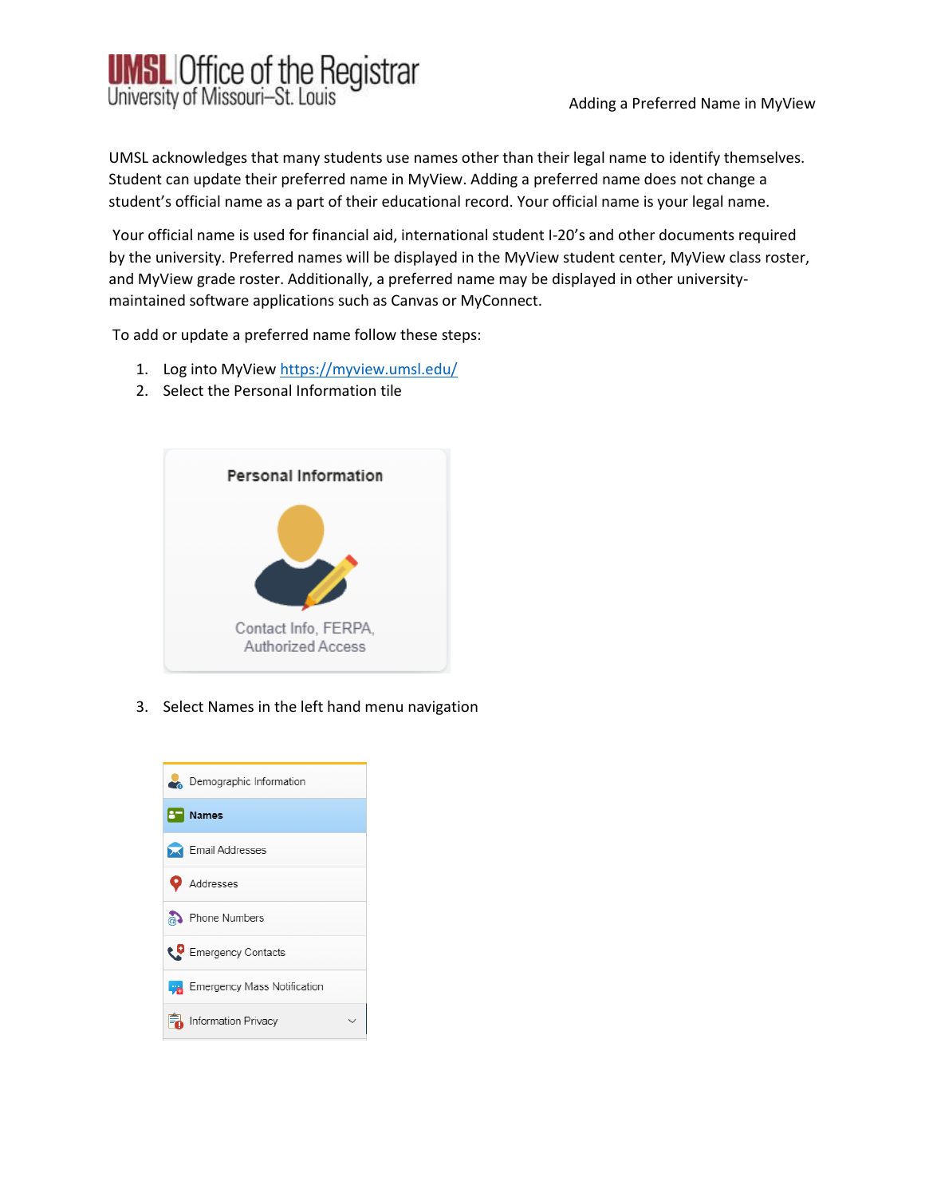# UMSL Office of the Registrar
University of Missouri–St. Louis

Adding a Preferred Name in MyView

UMSL acknowledges that many students use names other than their legal name to identify themselves. Student can update their preferred name in MyView. Adding a preferred name does not change a student's official name as a part of their educational record. Your official name is your legal name.

Your official name is used for financial aid, international student I-20's and other documents required by the university. Preferred names will be displayed in the MyView student center, MyView class roster, and MyView grade roster. Additionally, a preferred name may be displayed in other university-maintained software applications such as Canvas or MyConnect.

To add or update a preferred name follow these steps:

1. Log into MyView https://myview.umsl.edu/
2. Select the Personal Information tile

3. Select Names in the left hand menu navigation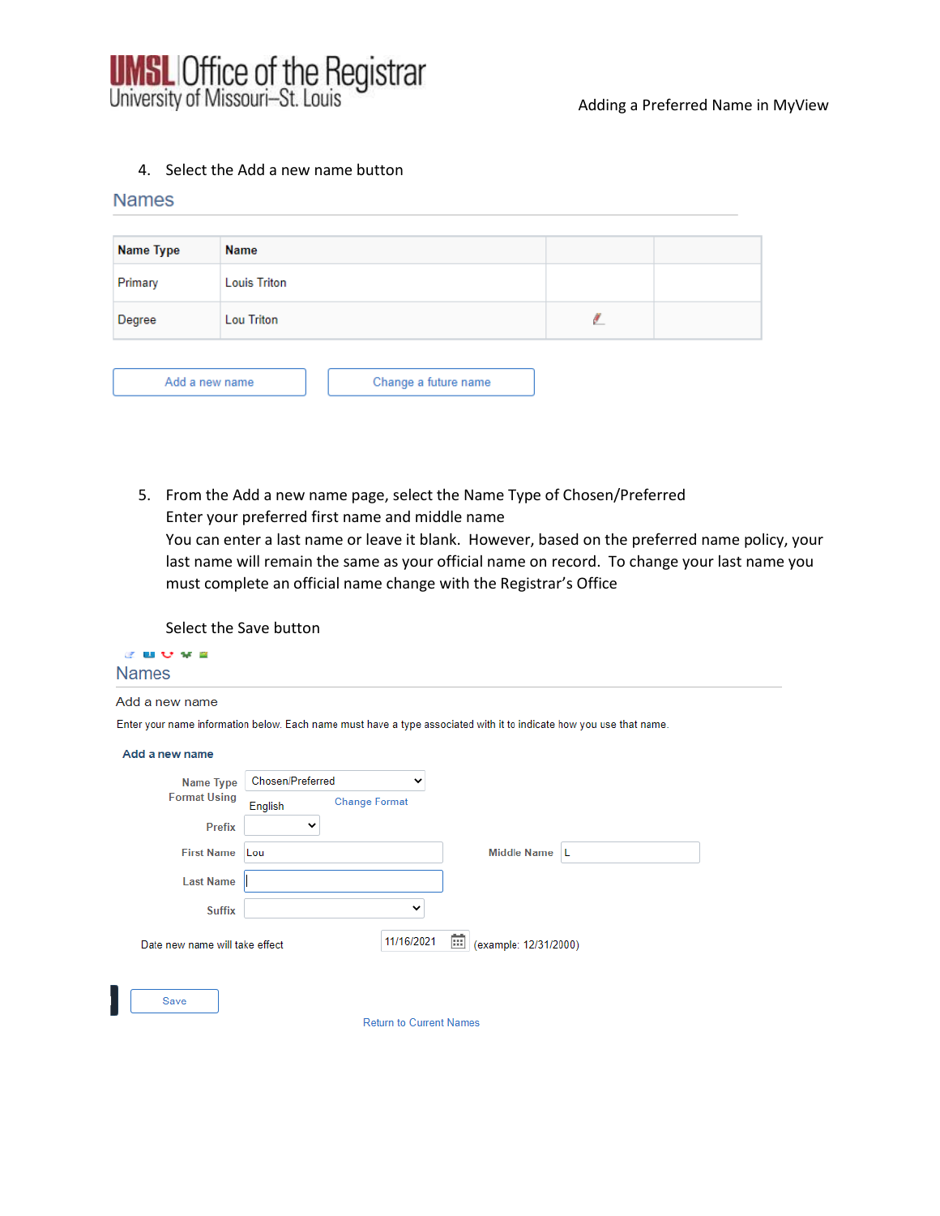4. Select the Add a new name button

## Names

| Name Type | Name | | |
|---|---|---|---|
| Primary | Louis Triton | | |
| Degree | Lou Triton | | |

Add a new name    Change a future name

5. From the Add a new name page, select the Name Type of Chosen/Preferred
   Enter your preferred first name and middle name
   You can enter a last name or leave it blank. However, based on the preferred name policy, your last name will remain the same as your official name on record. To change your last name you must complete an official name change with the Registrar's Office

   Select the Save button

## Names

Add a new name

Enter your name information below. Each name must have a type associated with it to indicate how you use that name.

**Add a new name**

Name Type: Chosen/Preferred

Format Using: English    Change Format

Prefix:

First Name: Lou    Middle Name: L

Last Name:

Suffix:

Date new name will take effect: 11/16/2021 (example: 12/31/2000)

Save

Return to Current Names